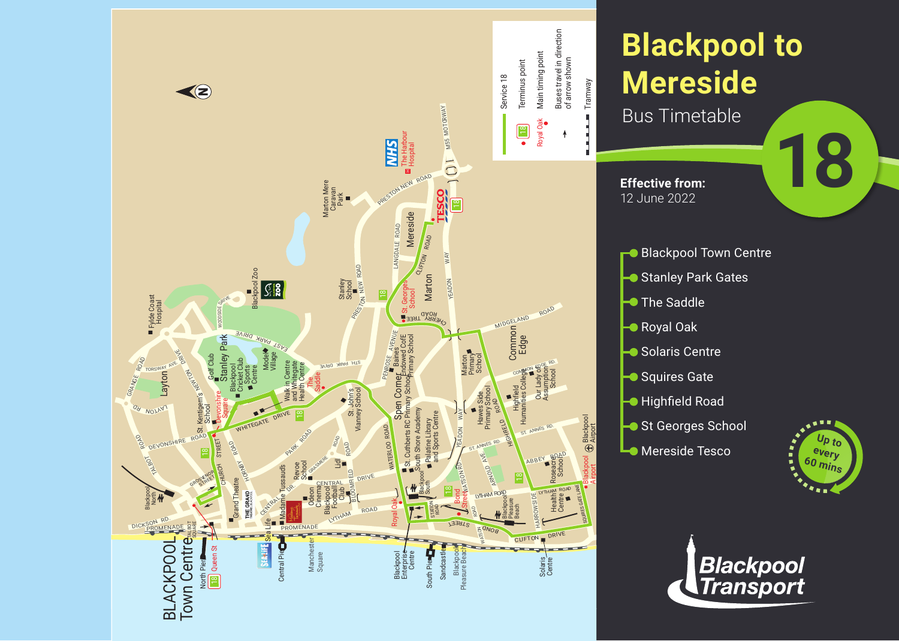# Blackpool to Mereside

Bus Timetable

**Effective from:**
12 June 2022

# 18

- Blackpool Town Centre
- Stanley Park Gates
- The Saddle
- Royal Oak
- Solaris Centre
- Squires Gate
- Highfield Road
- St Georges School
- Mereside Tesco

Up to every 60 mins

Blackpool Transport

Service 18
Terminus point
Royal Oak — Main timing point
Buses travel in direction of arrow shown
Tramway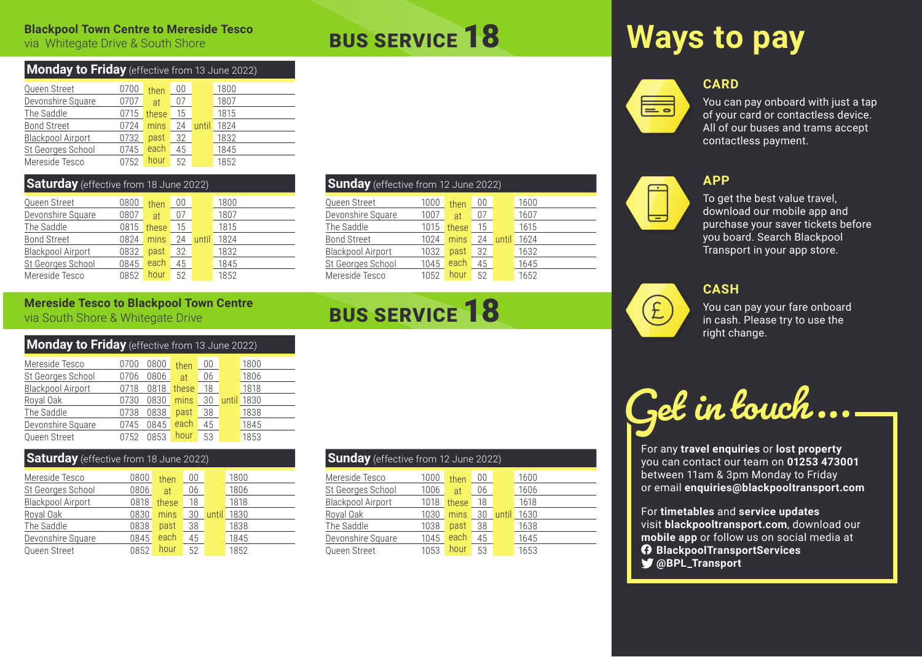## Blackpool Town Centre to Mereside Tesco
via Whitegate Drive & South Shore

# BUS SERVICE 18

### Monday to Friday (effective from 13 June 2022)

| | | | | | |
|---|---|---|---|---|---|
| Queen Street | 0700 | then | 00 | | 1800 |
| Devonshire Square | 0707 | at | 07 | | 1807 |
| The Saddle | 0715 | these | 15 | | 1815 |
| Bond Street | 0724 | mins | 24 | until | 1824 |
| Blackpool Airport | 0732 | past | 32 | | 1832 |
| St Georges School | 0745 | each | 45 | | 1845 |
| Mereside Tesco | 0752 | hour | 52 | | 1852 |

### Saturday (effective from 18 June 2022)

| | | | | | |
|---|---|---|---|---|---|
| Queen Street | 0800 | then | 00 | | 1800 |
| Devonshire Square | 0807 | at | 07 | | 1807 |
| The Saddle | 0815 | these | 15 | | 1815 |
| Bond Street | 0824 | mins | 24 | until | 1824 |
| Blackpool Airport | 0832 | past | 32 | | 1832 |
| St Georges School | 0845 | each | 45 | | 1845 |
| Mereside Tesco | 0852 | hour | 52 | | 1852 |

### Sunday (effective from 12 June 2022)

| | | | | | |
|---|---|---|---|---|---|
| Queen Street | 1000 | then | 00 | | 1600 |
| Devonshire Square | 1007 | at | 07 | | 1607 |
| The Saddle | 1015 | these | 15 | | 1615 |
| Bond Street | 1024 | mins | 24 | until | 1624 |
| Blackpool Airport | 1032 | past | 32 | | 1632 |
| St Georges School | 1045 | each | 45 | | 1645 |
| Mereside Tesco | 1052 | hour | 52 | | 1652 |

## Mereside Tesco to Blackpool Town Centre
via South Shore & Whitegate Drive

# BUS SERVICE 18

### Monday to Friday (effective from 13 June 2022)

| | | | | | | |
|---|---|---|---|---|---|---|
| Mereside Tesco | 0700 | 0800 | then | 00 | | 1800 |
| St Georges School | 0706 | 0806 | at | 06 | | 1806 |
| Blackpool Airport | 0718 | 0818 | these | 18 | | 1818 |
| Royal Oak | 0730 | 0830 | mins | 30 | until | 1830 |
| The Saddle | 0738 | 0838 | past | 38 | | 1838 |
| Devonshire Square | 0745 | 0845 | each | 45 | | 1845 |
| Queen Street | 0752 | 0853 | hour | 53 | | 1853 |

### Saturday (effective from 18 June 2022)

| | | | | | |
|---|---|---|---|---|---|
| Mereside Tesco | 0800 | then | 00 | | 1800 |
| St Georges School | 0806 | at | 06 | | 1806 |
| Blackpool Airport | 0818 | these | 18 | | 1818 |
| Royal Oak | 0830 | mins | 30 | until | 1830 |
| The Saddle | 0838 | past | 38 | | 1838 |
| Devonshire Square | 0845 | each | 45 | | 1845 |
| Queen Street | 0852 | hour | 52 | | 1852 |

### Sunday (effective from 12 June 2022)

| | | | | | |
|---|---|---|---|---|---|
| Mereside Tesco | 1000 | then | 00 | | 1600 |
| St Georges School | 1006 | at | 06 | | 1606 |
| Blackpool Airport | 1018 | these | 18 | | 1618 |
| Royal Oak | 1030 | mins | 30 | until | 1630 |
| The Saddle | 1038 | past | 38 | | 1638 |
| Devonshire Square | 1045 | each | 45 | | 1645 |
| Queen Street | 1053 | hour | 53 | | 1653 |

# Ways to pay

### CARD

You can pay onboard with just a tap of your card or contactless device. All of our buses and trams accept contactless payment.

### APP

To get the best value travel, download our mobile app and purchase your saver tickets before you board. Search Blackpool Transport in your app store.

### CASH

You can pay your fare onboard in cash. Please try to use the right change.

# Get in touch...

For any **travel enquiries** or **lost property** you can contact our team on **01253 473001** between 11am & 3pm Monday to Friday or email **enquiries@blackpooltransport.com**

For **timetables** and **service updates** visit **blackpooltransport.com**, download our **mobile app** or follow us on social media at
**BlackpoolTransportServices**
**@BPL_Transport**